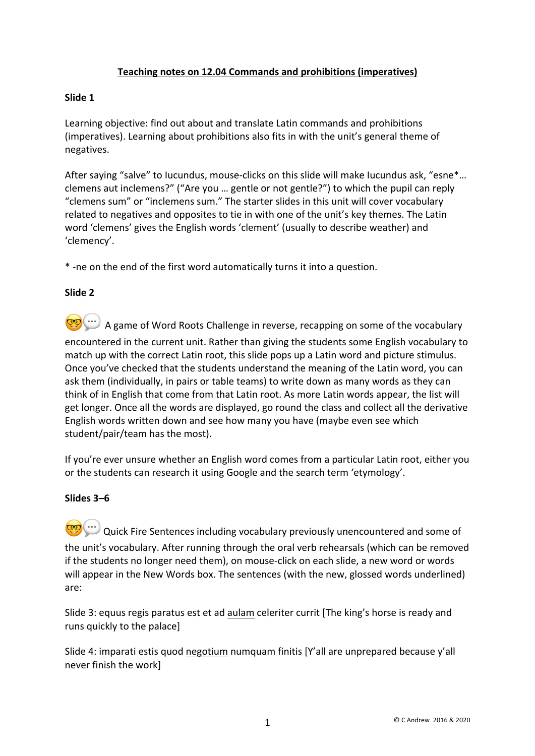# Teaching notes on 12.04 Commands and prohibitions (imperatives)

**Slide 1**

Learning objective: find out about and translate Latin commands and prohibitions (imperatives). Learning about prohibitions also fits in with the unit's general theme of negatives.

After saying "salve" to Iucundus, mouse-clicks on this slide will make Iucundus ask, "esne*… clemens aut inclemens?" ("Are you … gentle or not gentle?") to which the pupil can reply "clemens sum" or "inclemens sum." The starter slides in this unit will cover vocabulary related to negatives and opposites to tie in with one of the unit's key themes. The Latin word 'clemens' gives the English words 'clement' (usually to describe weather) and 'clemency'.

* -ne on the end of the first word automatically turns it into a question.

**Slide 2**

🤓💬 A game of Word Roots Challenge in reverse, recapping on some of the vocabulary encountered in the current unit. Rather than giving the students some English vocabulary to match up with the correct Latin root, this slide pops up a Latin word and picture stimulus. Once you've checked that the students understand the meaning of the Latin word, you can ask them (individually, in pairs or table teams) to write down as many words as they can think of in English that come from that Latin root. As more Latin words appear, the list will get longer. Once all the words are displayed, go round the class and collect all the derivative English words written down and see how many you have (maybe even see which student/pair/team has the most).

If you're ever unsure whether an English word comes from a particular Latin root, either you or the students can research it using Google and the search term 'etymology'.

**Slides 3–6**

🤓💬 Quick Fire Sentences including vocabulary previously unencountered and some of the unit's vocabulary. After running through the oral verb rehearsals (which can be removed if the students no longer need them), on mouse-click on each slide, a new word or words will appear in the New Words box. The sentences (with the new, glossed words underlined) are:

Slide 3: equus regis paratus est et ad <u>aulam</u> celeriter currit [The king's horse is ready and runs quickly to the palace]

Slide 4: imparati estis quod <u>negotium</u> numquam finitis [Y'all are unprepared because y'all never finish the work]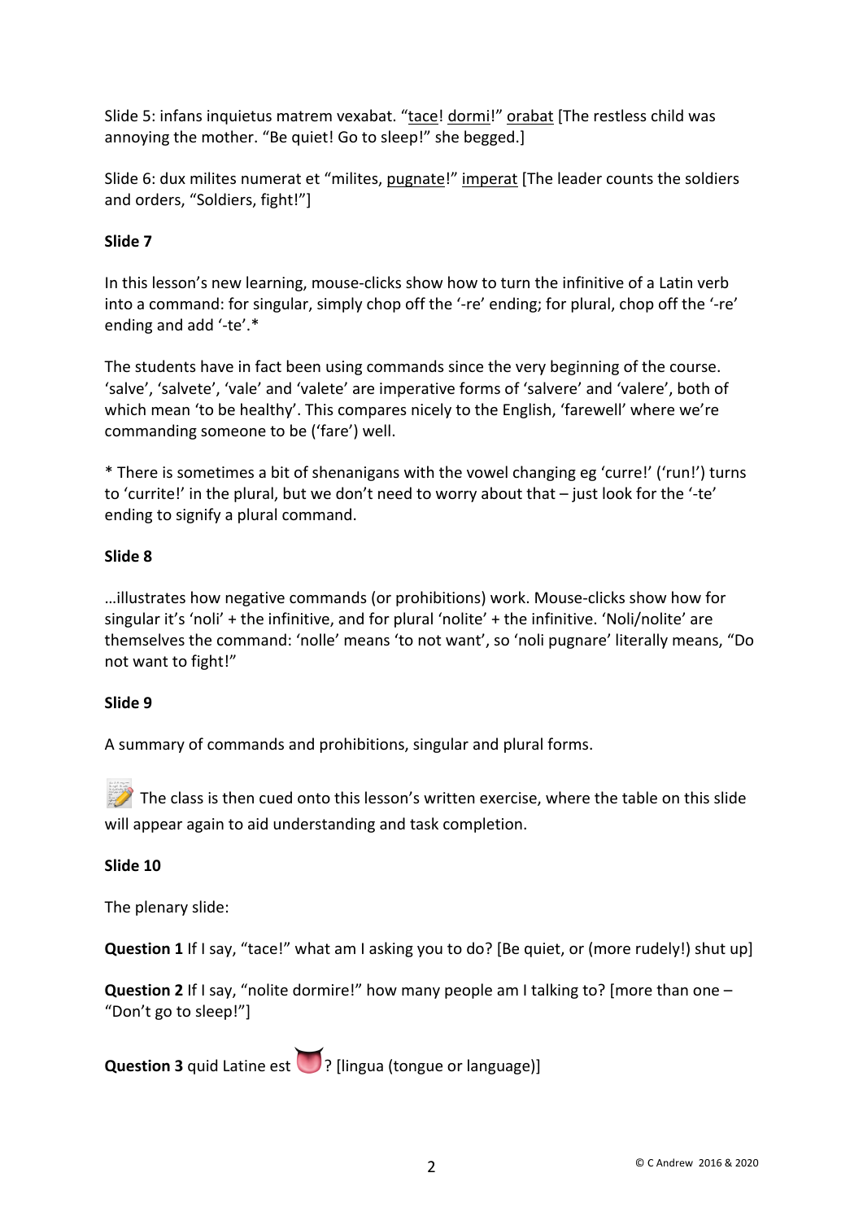Slide 5: infans inquietus matrem vexabat. "<u>tace</u>! <u>dormi</u>!" <u>orabat</u> [The restless child was annoying the mother. "Be quiet! Go to sleep!" she begged.]

Slide 6: dux milites numerat et "milites, <u>pugnate</u>!" <u>imperat</u> [The leader counts the soldiers and orders, "Soldiers, fight!"]

**Slide 7**

In this lesson's new learning, mouse-clicks show how to turn the infinitive of a Latin verb into a command: for singular, simply chop off the '-re' ending; for plural, chop off the '-re' ending and add '-te'.*

The students have in fact been using commands since the very beginning of the course. 'salve', 'salvete', 'vale' and 'valete' are imperative forms of 'salvere' and 'valere', both of which mean 'to be healthy'. This compares nicely to the English, 'farewell' where we're commanding someone to be ('fare') well.

* There is sometimes a bit of shenanigans with the vowel changing eg 'curre!' ('run!') turns to 'currite!' in the plural, but we don't need to worry about that – just look for the '-te' ending to signify a plural command.

**Slide 8**

…illustrates how negative commands (or prohibitions) work. Mouse-clicks show how for singular it's 'noli' + the infinitive, and for plural 'nolite' + the infinitive. 'Noli/nolite' are themselves the command: 'nolle' means 'to not want', so 'noli pugnare' literally means, "Do not want to fight!"

**Slide 9**

A summary of commands and prohibitions, singular and plural forms.

📝 The class is then cued onto this lesson's written exercise, where the table on this slide will appear again to aid understanding and task completion.

**Slide 10**

The plenary slide:

**Question 1** If I say, "tace!" what am I asking you to do? [Be quiet, or (more rudely!) shut up]

**Question 2** If I say, "nolite dormire!" how many people am I talking to? [more than one – "Don't go to sleep!"]

**Question 3** quid Latine est 👅? [lingua (tongue or language)]

© C Andrew 2016 & 2020